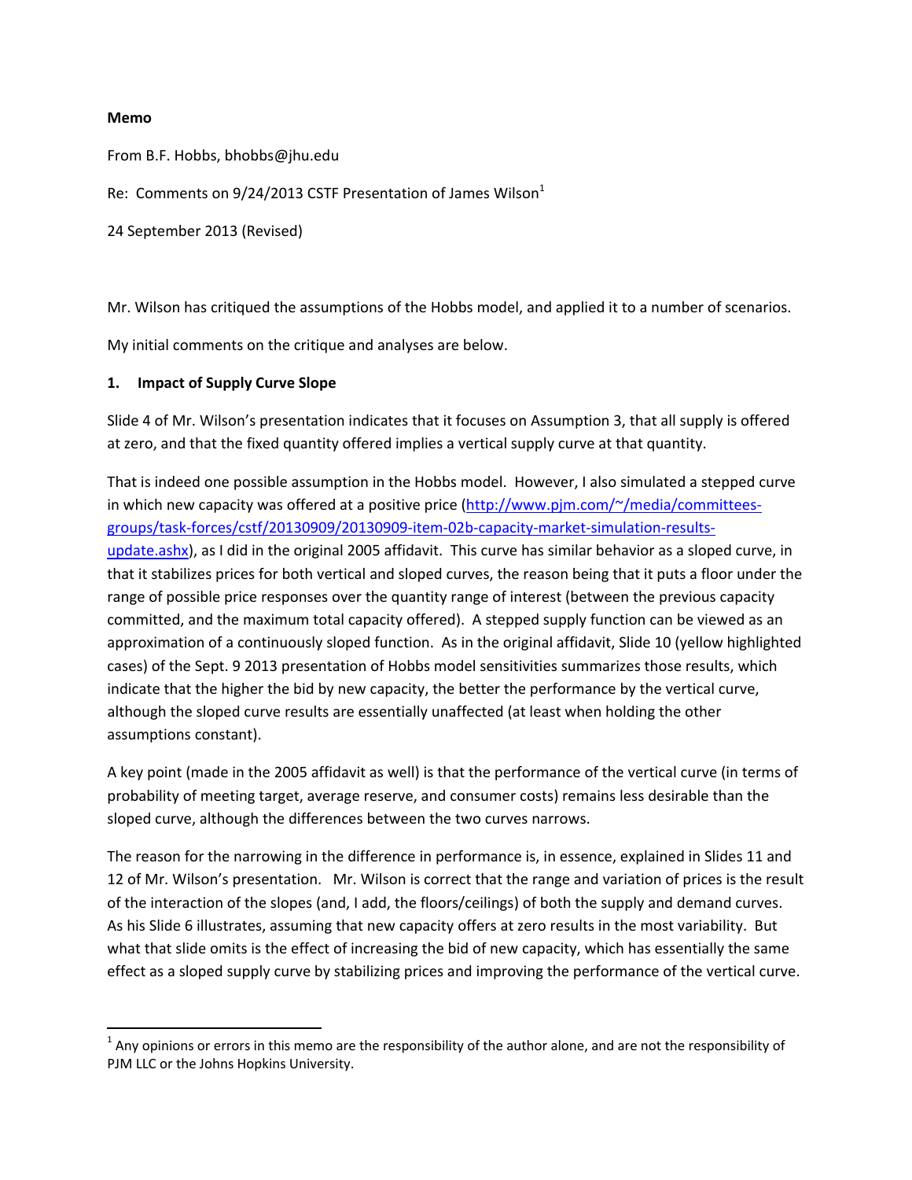**Memo**

From B.F. Hobbs, bhobbs@jhu.edu

Re: Comments on 9/24/2013 CSTF Presentation of James Wilson[1]

24 September 2013 (Revised)

Mr. Wilson has critiqued the assumptions of the Hobbs model, and applied it to a number of scenarios.

My initial comments on the critique and analyses are below.

**1. Impact of Supply Curve Slope**

Slide 4 of Mr. Wilson's presentation indicates that it focuses on Assumption 3, that all supply is offered at zero, and that the fixed quantity offered implies a vertical supply curve at that quantity.

That is indeed one possible assumption in the Hobbs model. However, I also simulated a stepped curve in which new capacity was offered at a positive price (http://www.pjm.com/~/media/committees-groups/task-forces/cstf/20130909/20130909-item-02b-capacity-market-simulation-results-update.ashx), as I did in the original 2005 affidavit. This curve has similar behavior as a sloped curve, in that it stabilizes prices for both vertical and sloped curves, the reason being that it puts a floor under the range of possible price responses over the quantity range of interest (between the previous capacity committed, and the maximum total capacity offered). A stepped supply function can be viewed as an approximation of a continuously sloped function. As in the original affidavit, Slide 10 (yellow highlighted cases) of the Sept. 9 2013 presentation of Hobbs model sensitivities summarizes those results, which indicate that the higher the bid by new capacity, the better the performance by the vertical curve, although the sloped curve results are essentially unaffected (at least when holding the other assumptions constant).

A key point (made in the 2005 affidavit as well) is that the performance of the vertical curve (in terms of probability of meeting target, average reserve, and consumer costs) remains less desirable than the sloped curve, although the differences between the two curves narrows.

The reason for the narrowing in the difference in performance is, in essence, explained in Slides 11 and 12 of Mr. Wilson's presentation. Mr. Wilson is correct that the range and variation of prices is the result of the interaction of the slopes (and, I add, the floors/ceilings) of both the supply and demand curves. As his Slide 6 illustrates, assuming that new capacity offers at zero results in the most variability. But what that slide omits is the effect of increasing the bid of new capacity, which has essentially the same effect as a sloped supply curve by stabilizing prices and improving the performance of the vertical curve.

[1] Any opinions or errors in this memo are the responsibility of the author alone, and are not the responsibility of PJM LLC or the Johns Hopkins University.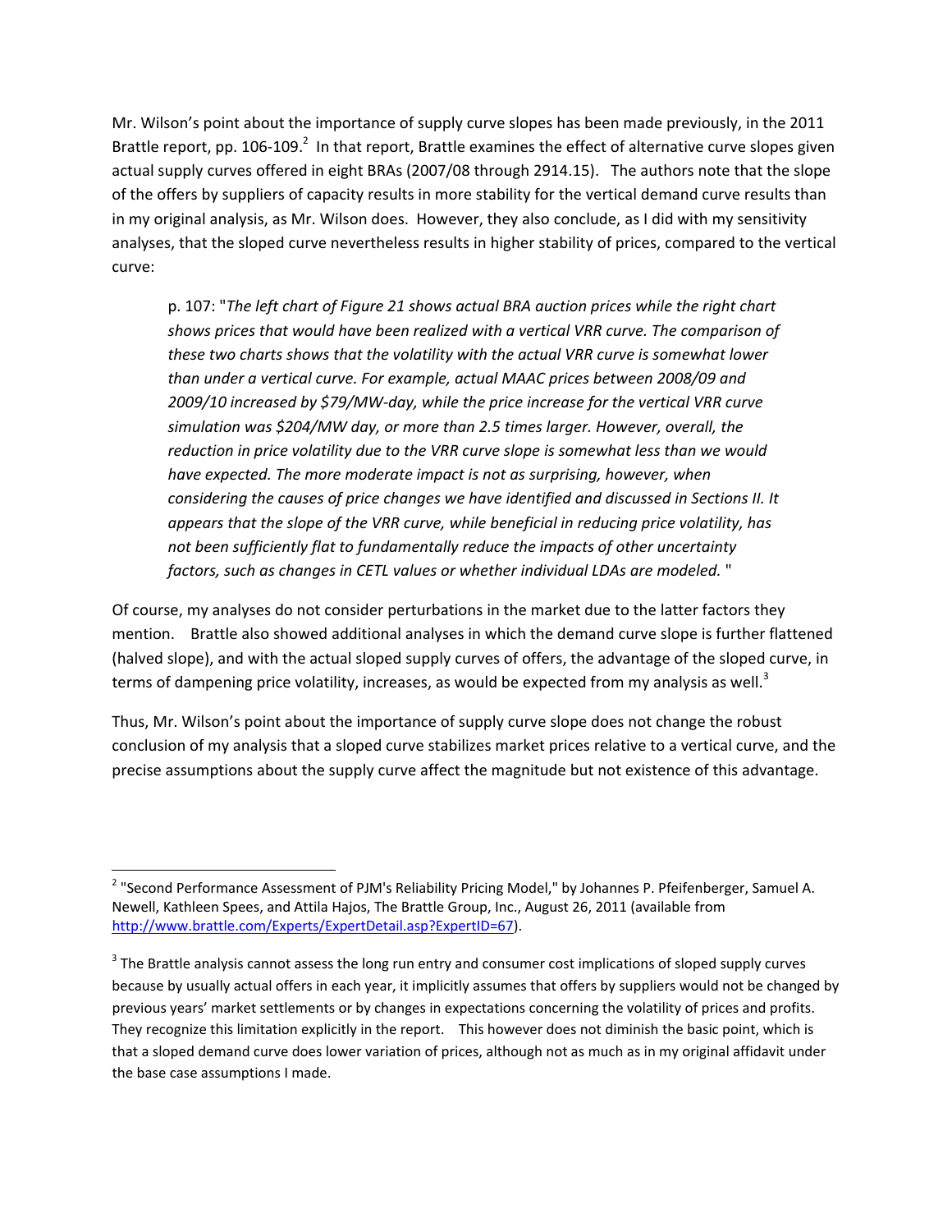Mr. Wilson's point about the importance of supply curve slopes has been made previously, in the 2011 Brattle report, pp. 106-109.[2] In that report, Brattle examines the effect of alternative curve slopes given actual supply curves offered in eight BRAs (2007/08 through 2914.15). The authors note that the slope of the offers by suppliers of capacity results in more stability for the vertical demand curve results than in my original analysis, as Mr. Wilson does. However, they also conclude, as I did with my sensitivity analyses, that the sloped curve nevertheless results in higher stability of prices, compared to the vertical curve:

> p. 107: "*The left chart of Figure 21 shows actual BRA auction prices while the right chart shows prices that would have been realized with a vertical VRR curve. The comparison of these two charts shows that the volatility with the actual VRR curve is somewhat lower than under a vertical curve. For example, actual MAAC prices between 2008/09 and 2009/10 increased by $79/MW-day, while the price increase for the vertical VRR curve simulation was $204/MW day, or more than 2.5 times larger. However, overall, the reduction in price volatility due to the VRR curve slope is somewhat less than we would have expected. The more moderate impact is not as surprising, however, when considering the causes of price changes we have identified and discussed in Sections II. It appears that the slope of the VRR curve, while beneficial in reducing price volatility, has not been sufficiently flat to fundamentally reduce the impacts of other uncertainty factors, such as changes in CETL values or whether individual LDAs are modeled.* "

Of course, my analyses do not consider perturbations in the market due to the latter factors they mention. Brattle also showed additional analyses in which the demand curve slope is further flattened (halved slope), and with the actual sloped supply curves of offers, the advantage of the sloped curve, in terms of dampening price volatility, increases, as would be expected from my analysis as well.[3]

Thus, Mr. Wilson's point about the importance of supply curve slope does not change the robust conclusion of my analysis that a sloped curve stabilizes market prices relative to a vertical curve, and the precise assumptions about the supply curve affect the magnitude but not existence of this advantage.

---

[2] "Second Performance Assessment of PJM's Reliability Pricing Model," by Johannes P. Pfeifenberger, Samuel A. Newell, Kathleen Spees, and Attila Hajos, The Brattle Group, Inc., August 26, 2011 (available from http://www.brattle.com/Experts/ExpertDetail.asp?ExpertID=67).

[3] The Brattle analysis cannot assess the long run entry and consumer cost implications of sloped supply curves because by usually actual offers in each year, it implicitly assumes that offers by suppliers would not be changed by previous years' market settlements or by changes in expectations concerning the volatility of prices and profits. They recognize this limitation explicitly in the report. This however does not diminish the basic point, which is that a sloped demand curve does lower variation of prices, although not as much as in my original affidavit under the base case assumptions I made.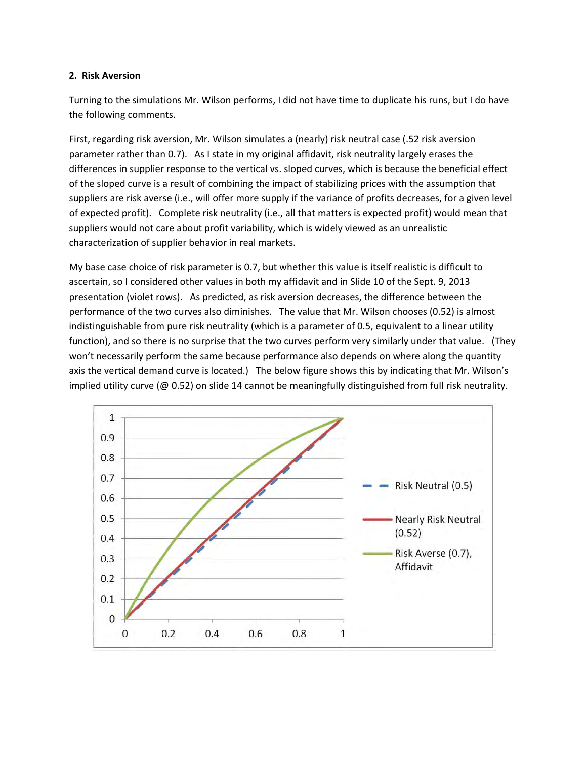**2. Risk Aversion**

Turning to the simulations Mr. Wilson performs, I did not have time to duplicate his runs, but I do have the following comments.

First, regarding risk aversion, Mr. Wilson simulates a (nearly) risk neutral case (.52 risk aversion parameter rather than 0.7). As I state in my original affidavit, risk neutrality largely erases the differences in supplier response to the vertical vs. sloped curves, which is because the beneficial effect of the sloped curve is a result of combining the impact of stabilizing prices with the assumption that suppliers are risk averse (i.e., will offer more supply if the variance of profits decreases, for a given level of expected profit). Complete risk neutrality (i.e., all that matters is expected profit) would mean that suppliers would not care about profit variability, which is widely viewed as an unrealistic characterization of supplier behavior in real markets.

My base case choice of risk parameter is 0.7, but whether this value is itself realistic is difficult to ascertain, so I considered other values in both my affidavit and in Slide 10 of the Sept. 9, 2013 presentation (violet rows). As predicted, as risk aversion decreases, the difference between the performance of the two curves also diminishes. The value that Mr. Wilson chooses (0.52) is almost indistinguishable from pure risk neutrality (which is a parameter of 0.5, equivalent to a linear utility function), and so there is no surprise that the two curves perform very similarly under that value. (They won't necessarily perform the same because performance also depends on where along the quantity axis the vertical demand curve is located.) The below figure shows this by indicating that Mr. Wilson's implied utility curve (@ 0.52) on slide 14 cannot be meaningfully distinguished from full risk neutrality.

1
0.9
0.8
0.7
0.6
0.5
0.4
0.3
0.2
0.1
0

0 0.2 0.4 0.6 0.8 1

Risk Neutral (0.5)

Nearly Risk Neutral (0.52)

Risk Averse (0.7), Affidavit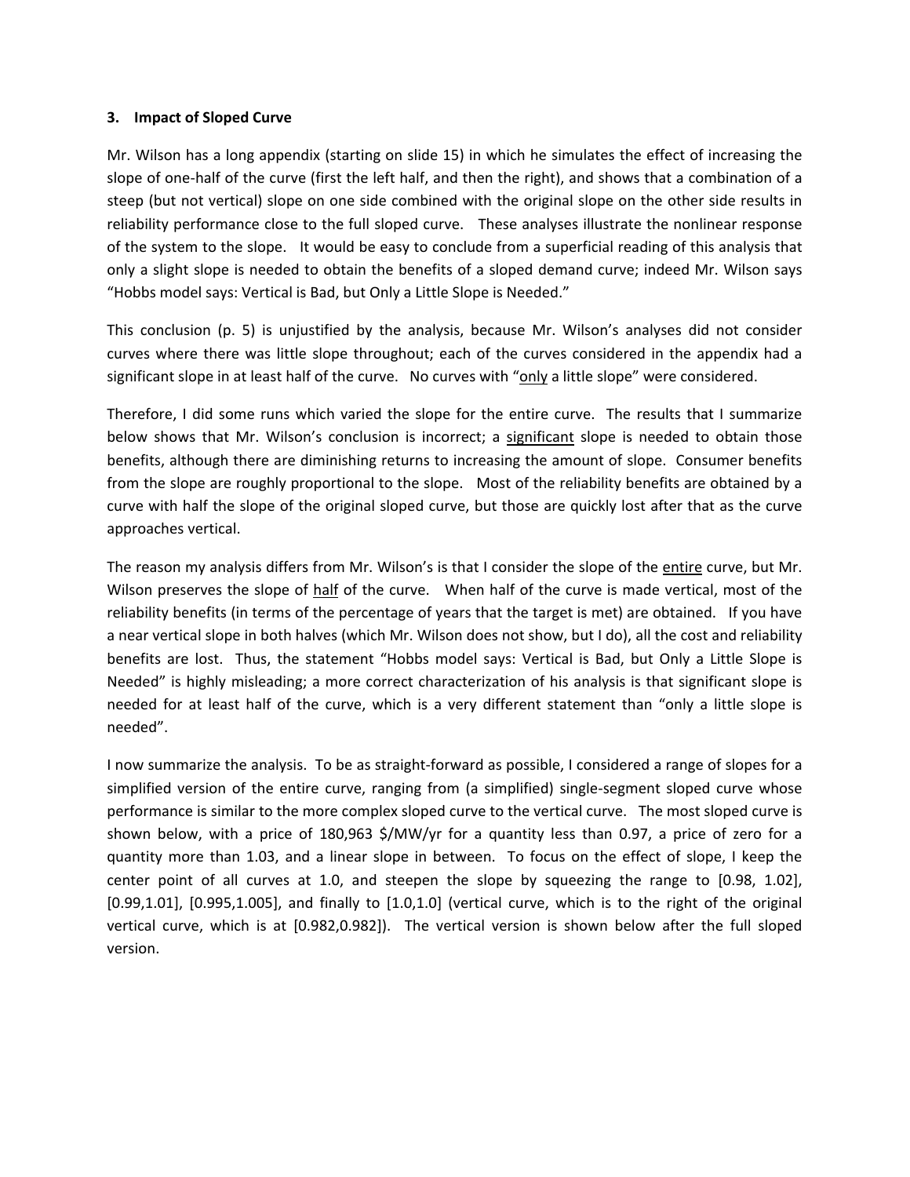### 3. Impact of Sloped Curve

Mr. Wilson has a long appendix (starting on slide 15) in which he simulates the effect of increasing the slope of one-half of the curve (first the left half, and then the right), and shows that a combination of a steep (but not vertical) slope on one side combined with the original slope on the other side results in reliability performance close to the full sloped curve. These analyses illustrate the nonlinear response of the system to the slope. It would be easy to conclude from a superficial reading of this analysis that only a slight slope is needed to obtain the benefits of a sloped demand curve; indeed Mr. Wilson says "Hobbs model says: Vertical is Bad, but Only a Little Slope is Needed."

This conclusion (p. 5) is unjustified by the analysis, because Mr. Wilson's analyses did not consider curves where there was little slope throughout; each of the curves considered in the appendix had a significant slope in at least half of the curve. No curves with "<u>only</u> a little slope" were considered.

Therefore, I did some runs which varied the slope for the entire curve. The results that I summarize below shows that Mr. Wilson's conclusion is incorrect; a <u>significant</u> slope is needed to obtain those benefits, although there are diminishing returns to increasing the amount of slope. Consumer benefits from the slope are roughly proportional to the slope. Most of the reliability benefits are obtained by a curve with half the slope of the original sloped curve, but those are quickly lost after that as the curve approaches vertical.

The reason my analysis differs from Mr. Wilson's is that I consider the slope of the <u>entire</u> curve, but Mr. Wilson preserves the slope of <u>half</u> of the curve. When half of the curve is made vertical, most of the reliability benefits (in terms of the percentage of years that the target is met) are obtained. If you have a near vertical slope in both halves (which Mr. Wilson does not show, but I do), all the cost and reliability benefits are lost. Thus, the statement "Hobbs model says: Vertical is Bad, but Only a Little Slope is Needed" is highly misleading; a more correct characterization of his analysis is that significant slope is needed for at least half of the curve, which is a very different statement than "only a little slope is needed".

I now summarize the analysis. To be as straight-forward as possible, I considered a range of slopes for a simplified version of the entire curve, ranging from (a simplified) single-segment sloped curve whose performance is similar to the more complex sloped curve to the vertical curve. The most sloped curve is shown below, with a price of 180,963 $/MW/yr for a quantity less than 0.97, a price of zero for a quantity more than 1.03, and a linear slope in between. To focus on the effect of slope, I keep the center point of all curves at 1.0, and steepen the slope by squeezing the range to [0.98, 1.02], [0.99,1.01], [0.995,1.005], and finally to [1.0,1.0] (vertical curve, which is to the right of the original vertical curve, which is at [0.982,0.982]). The vertical version is shown below after the full sloped version.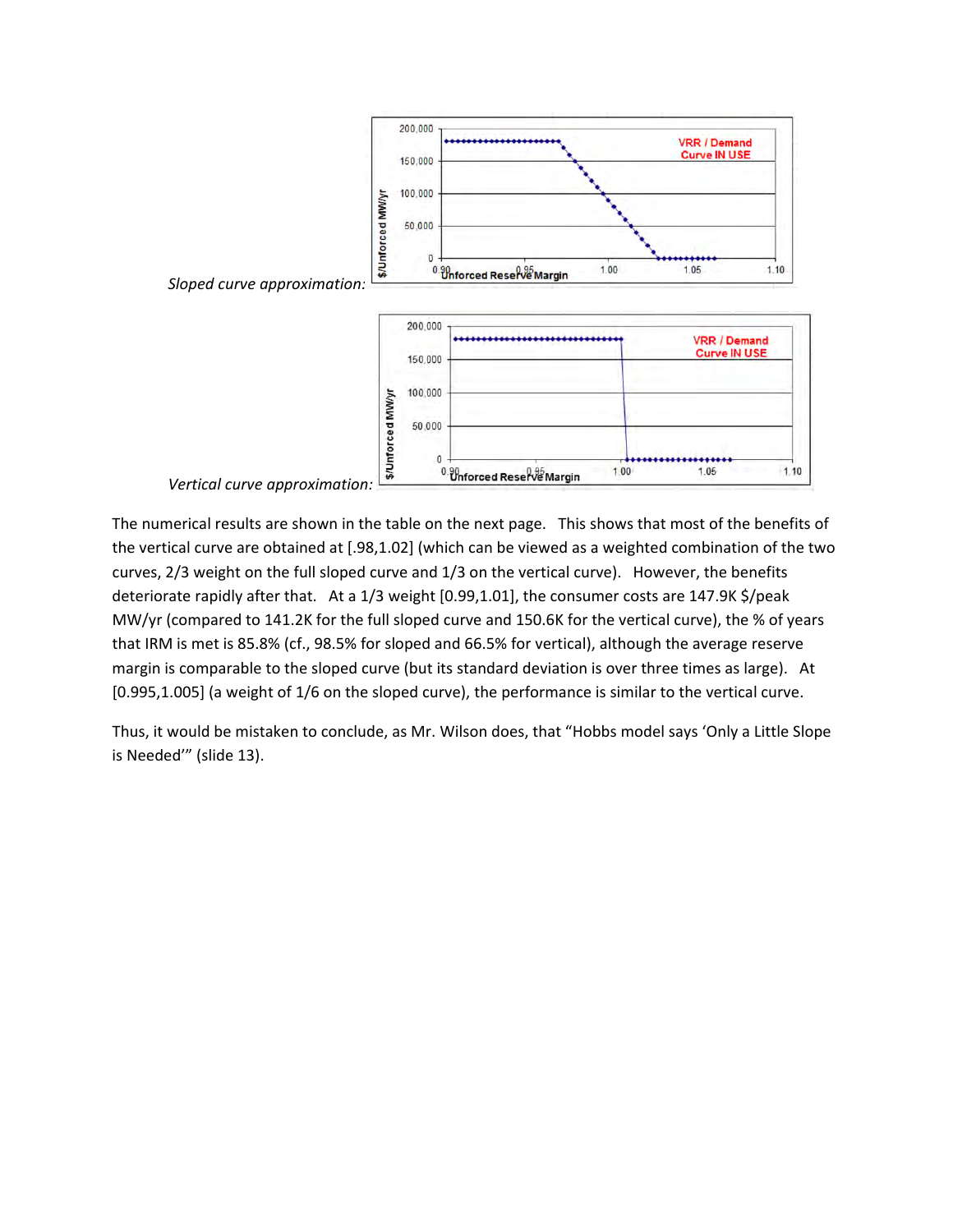*Sloped curve approximation:*

200,000
150,000
100,000
50,000
0
$/Unforced MW/yr
0.90
0.95
1.00
1.05
1.10
Unforced Reserve Margin
VRR / Demand Curve IN USE

*Vertical curve approximation:*

200,000
150,000
100,000
50,000
0
$/Unforced MW/yr
0.90
0.95
1.00
1.05
1.10
Unforced Reserve Margin
VRR / Demand Curve IN USE

The numerical results are shown in the table on the next page. This shows that most of the benefits of the vertical curve are obtained at [.98,1.02] (which can be viewed as a weighted combination of the two curves, 2/3 weight on the full sloped curve and 1/3 on the vertical curve). However, the benefits deteriorate rapidly after that. At a 1/3 weight [0.99,1.01], the consumer costs are 147.9K $/peak MW/yr (compared to 141.2K for the full sloped curve and 150.6K for the vertical curve), the % of years that IRM is met is 85.8% (cf., 98.5% for sloped and 66.5% for vertical), although the average reserve margin is comparable to the sloped curve (but its standard deviation is over three times as large). At [0.995,1.005] (a weight of 1/6 on the sloped curve), the performance is similar to the vertical curve.

Thus, it would be mistaken to conclude, as Mr. Wilson does, that "Hobbs model says 'Only a Little Slope is Needed'" (slide 13).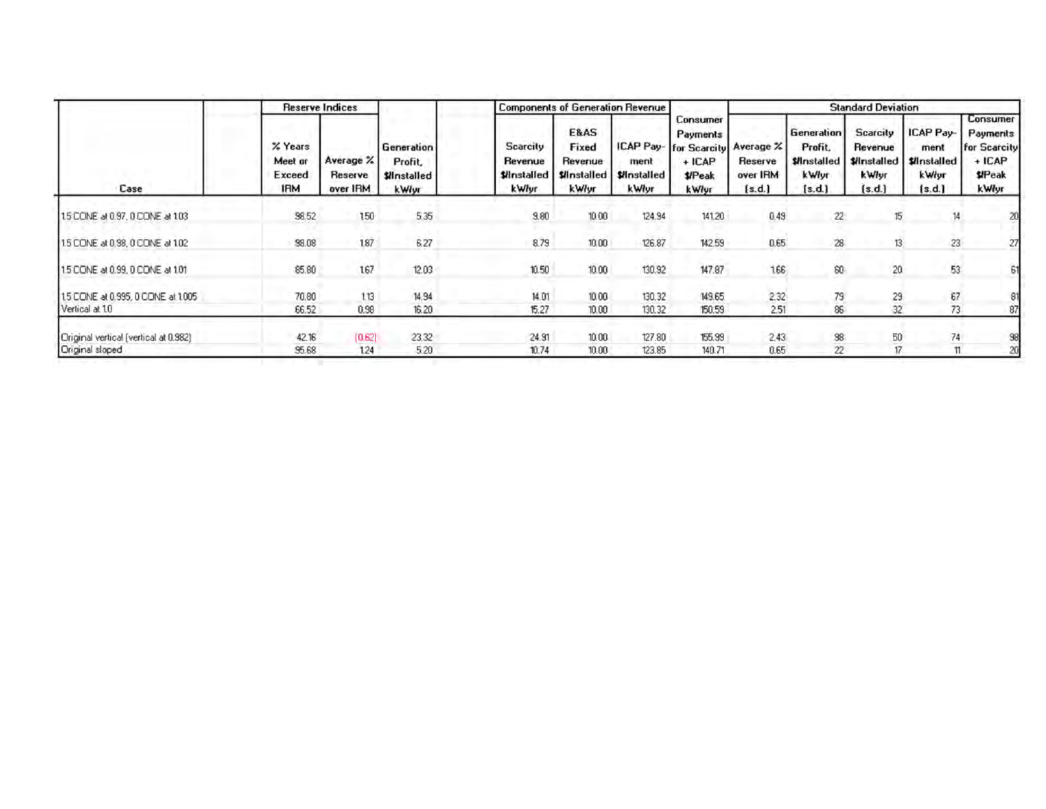| Case | | Reserve Indices | | Generation Profit, $/Installed kW/yr | | Components of Generation Revenue | | | Consumer Payments for Scarcity + ICAP $/Peak kW/yr | Standard Deviation | | | | |
|---|---|---|---|---|---|---|---|---|---|---|---|---|---|---|
| | | % Years Meet or Exceed IRM | Average % Reserve over IRM | | | Scarcity Revenue $/Installed kW/yr | E&AS Fixed Revenue $/Installed kW/yr | ICAP Payment $/Installed kW/yr | | Average % Reserve over IRM (s.d.) | Generation Profit, $/Installed kW/yr (s.d.) | Scarcity Revenue $/Installed kW/yr (s.d.) | ICAP Payment $/Installed kW/yr (s.d.) | Consumer Payments for Scarcity + ICAP $/Peak kW/yr |
| 1.5 CONE at 0.97, 0 CONE at 1.03 | | 98.52 | 1.50 | 5.35 | | 9.80 | 10.00 | 124.94 | 141.20 | 0.49 | 22 | 15 | 14 | 20 |
| 1.5 CONE at 0.98, 0 CONE at 1.02 | | 98.08 | 1.87 | 6.27 | | 8.79 | 10.00 | 126.87 | 142.59 | 0.65 | 28 | 13 | 23 | 27 |
| 1.5 CONE at 0.99, 0 CONE at 1.01 | | 85.80 | 1.67 | 12.03 | | 10.50 | 10.00 | 130.92 | 147.87 | 1.66 | 60 | 20 | 53 | 61 |
| 1.5 CONE at 0.995, 0 CONE at 1.005 | | 70.80 | 1.13 | 14.94 | | 14.01 | 10.00 | 130.32 | 149.65 | 2.32 | 79 | 29 | 67 | 81 |
| Vertical at 1.0 | | 66.52 | 0.98 | 16.20 | | 15.27 | 10.00 | 130.32 | 150.59 | 2.51 | 86 | 32 | 73 | 87 |
| Original vertical (vertical at 0.982) | | 42.16 | (0.62) | 23.32 | | 24.91 | 10.00 | 127.80 | 155.99 | 2.43 | 98 | 50 | 74 | 98 |
| Original sloped | | 95.68 | 1.24 | 5.20 | | 10.74 | 10.00 | 123.85 | 140.71 | 0.65 | 22 | 17 | 11 | 20 |